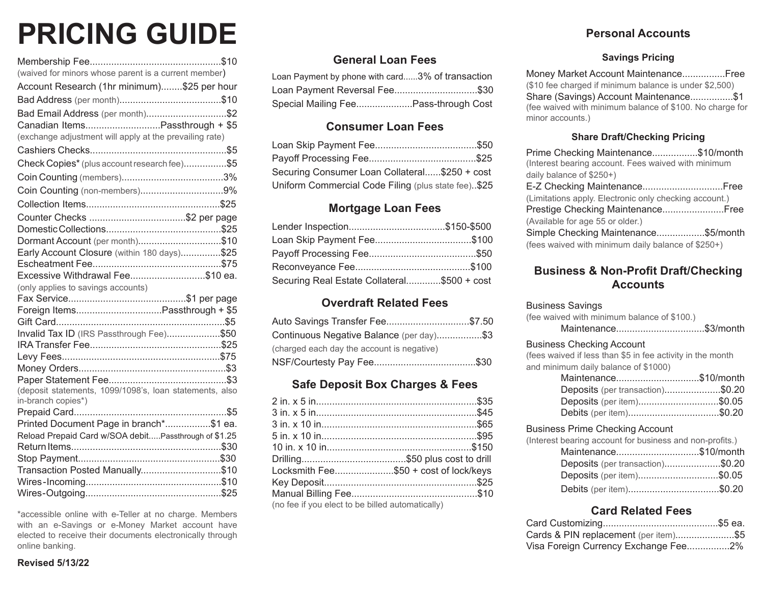# PRICING GUIDE

- Membership Fee....$10
  (waived for minors whose parent is a current member)
- Account Research (1hr minimum)....$25 per hour
- Bad Address (per month)....$10
- Bad Email Address (per month)....$2
- Canadian Items....Passthrough + $5
  (exchange adjustment will apply at the prevailing rate)
- Cashiers Checks....$5
- Check Copies* (plus account research fee)....$5
- Coin Counting (members)....3%
- Coin Counting (non-members)....9%
- Collection Items....$25
- Counter Checks....$2 per page
- Domestic Collections....$25
- Dormant Account (per month)....$10
- Early Account Closure (within 180 days)....$25
- Escheatment Fee....$75
- Excessive Withdrawal Fee....$10 ea.
  (only applies to savings accounts)
- Fax Service....$1 per page
- Foreign Items....Passthrough + $5
- Gift Card....$5
- Invalid Tax ID (IRS Passthrough Fee)....$50
- IRA Transfer Fee....$25
- Levy Fees....$75
- Money Orders....$3
- Paper Statement Fee....$3
  (deposit statements, 1099/1098's, loan statements, also in-branch copies*)
- Prepaid Card....$5
- Printed Document Page in branch*....$1 ea.
- Reload Prepaid Card w/SOA debit....Passthrough of $1.25
- Return Items....$30
- Stop Payment....$30
- Transaction Posted Manually....$10
- Wires-Incoming....$10
- Wires-Outgoing....$25

*accessible online with e-Teller at no charge. Members with an e-Savings or e-Money Market account have elected to receive their documents electronically through online banking.

**Revised 5/13/22**

## General Loan Fees

- Loan Payment by phone with card....3% of transaction
- Loan Payment Reversal Fee....$30
- Special Mailing Fee....Pass-through Cost

## Consumer Loan Fees

- Loan Skip Payment Fee....$50
- Payoff Processing Fee....$25
- Securing Consumer Loan Collateral....$250 + cost
- Uniform Commercial Code Filing (plus state fee)....$25

## Mortgage Loan Fees

- Lender Inspection....$150-$500
- Loan Skip Payment Fee....$100
- Payoff Processing Fee....$50
- Reconveyance Fee....$100
- Securing Real Estate Collateral....$500 + cost

## Overdraft Related Fees

- Auto Savings Transfer Fee....$7.50
- Continuous Negative Balance (per day)....$3
  (charged each day the account is negative)
- NSF/Courtesy Pay Fee....$30

## Safe Deposit Box Charges & Fees

- 2 in. x 5 in....$35
- 3 in. x 5 in....$45
- 3 in. x 10 in....$65
- 5 in. x 10 in....$95
- 10 in. x 10 in....$150
- Drilling....$50 plus cost to drill
- Locksmith Fee....$50 + cost of lock/keys
- Key Deposit....$25
- Manual Billing Fee....$10
  (no fee if you elect to be billed automatically)

## Personal Accounts

### Savings Pricing

- Money Market Account Maintenance....Free
  ($10 fee charged if minimum balance is under $2,500)
- Share (Savings) Account Maintenance....$1
  (fee waived with minimum balance of $100. No charge for minor accounts.)

### Share Draft/Checking Pricing

- Prime Checking Maintenance....$10/month
  (Interest bearing account. Fees waived with minimum daily balance of $250+)
- E-Z Checking Maintenance....Free
  (Limitations apply. Electronic only checking account.)
- Prestige Checking Maintenance....Free
  (Available for age 55 or older.)
- Simple Checking Maintenance....$5/month
  (fees waived with minimum daily balance of $250+)

## Business & Non-Profit Draft/Checking Accounts

**Business Savings**
(fee waived with minimum balance of $100.)
- Maintenance....$3/month

**Business Checking Account**
(fees waived if less than $5 in fee activity in the month and minimum daily balance of $1000)
- Maintenance....$10/month
- Deposits (per transaction)....$0.20
- Deposits (per item)....$0.05
- Debits (per item)....$0.20

**Business Prime Checking Account**
(Interest bearing account for business and non-profits.)
- Maintenance....$10/month
- Deposits (per transaction)....$0.20
- Deposits (per item)....$0.05
- Debits (per item)....$0.20

## Card Related Fees

- Card Customizing....$5 ea.
- Cards & PIN replacement (per item)....$5
- Visa Foreign Currency Exchange Fee....2%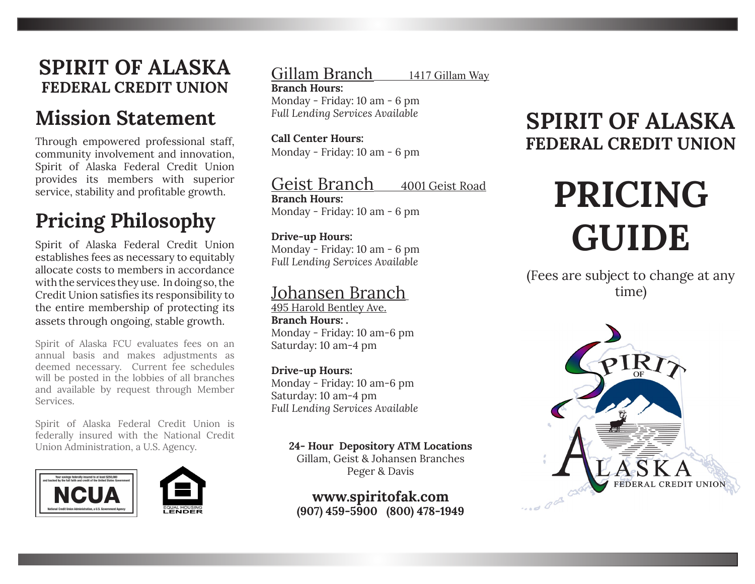# SPIRIT OF ALASKA
## FEDERAL CREDIT UNION

## Mission Statement

Through empowered professional staff, community involvement and innovation, Spirit of Alaska Federal Credit Union provides its members with superior service, stability and profitable growth.

## Pricing Philosophy

Spirit of Alaska Federal Credit Union establishes fees as necessary to equitably allocate costs to members in accordance with the services they use. In doing so, the Credit Union satisfies its responsibility to the entire membership of protecting its assets through ongoing, stable growth.

Spirit of Alaska FCU evaluates fees on an annual basis and makes adjustments as deemed necessary. Current fee schedules will be posted in the lobbies of all branches and available by request through Member Services.

Spirit of Alaska Federal Credit Union is federally insured with the National Credit Union Administration, a U.S. Agency.

Your savings federally insured to at least $250,000 and backed by the full faith and credit of the United States Government
NCUA
National Credit Union Administration, a U.S. Government Agency

EQUAL HOUSING LENDER

## Gillam Branch 1417 Gillam Way

**Branch Hours:**
Monday - Friday: 10 am - 6 pm
*Full Lending Services Available*

**Call Center Hours:**
Monday - Friday: 10 am - 6 pm

## Geist Branch 4001 Geist Road

**Branch Hours:**
Monday - Friday: 10 am - 6 pm

**Drive-up Hours:**
Monday - Friday: 10 am - 6 pm
*Full Lending Services Available*

## Johansen Branch

495 Harold Bentley Ave.
**Branch Hours: .**
Monday - Friday: 10 am-6 pm
Saturday: 10 am-4 pm

**Drive-up Hours:**
Monday - Friday: 10 am-6 pm
Saturday: 10 am-4 pm
*Full Lending Services Available*

**24- Hour Depository ATM Locations**
Gillam, Geist & Johansen Branches
Peger & Davis

**www.spiritofak.com**
**(907) 459-5900 (800) 478-1949**

# SPIRIT OF ALASKA
## FEDERAL CREDIT UNION

# PRICING GUIDE

(Fees are subject to change at any time)

SPIRIT OF ALASKA FEDERAL CREDIT UNION